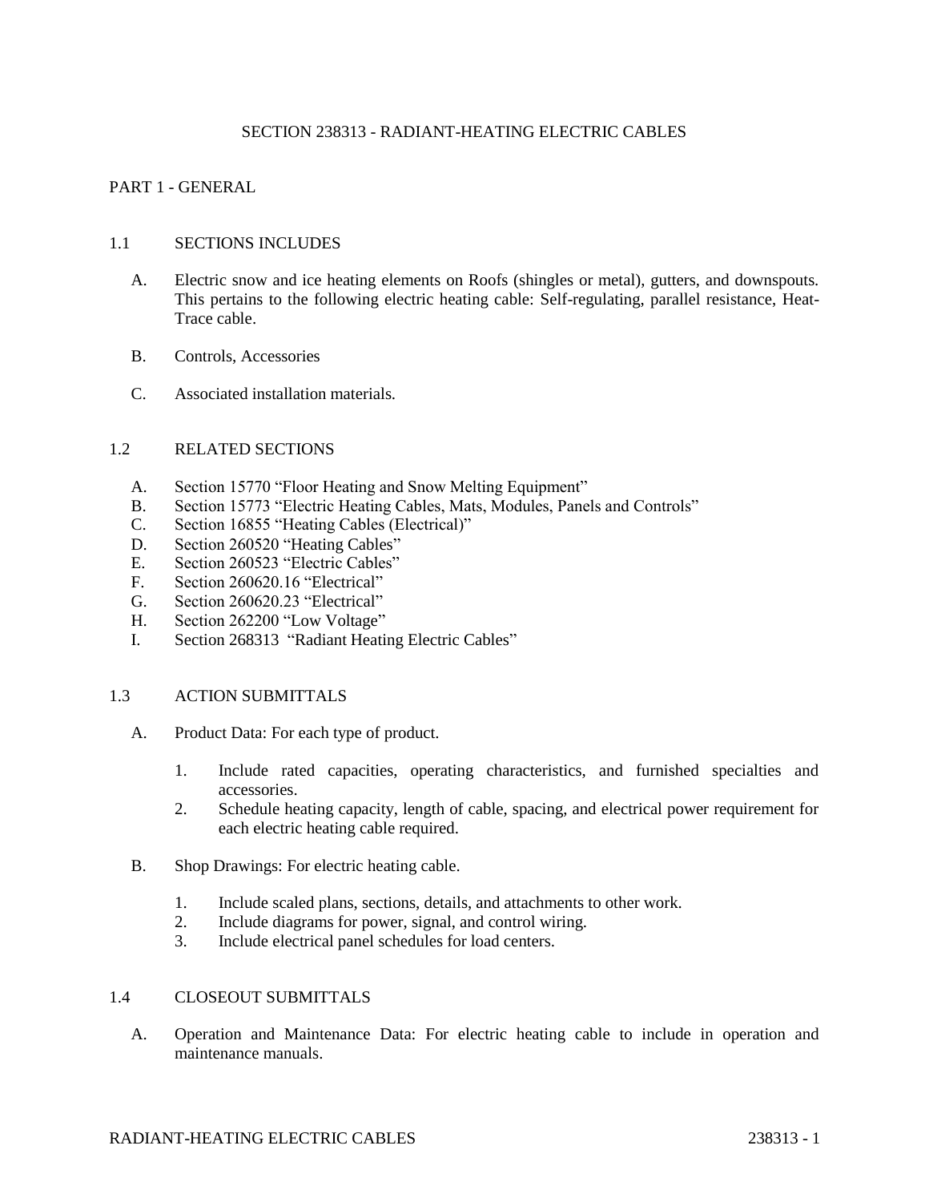# SECTION 238313 - RADIANT-HEATING ELECTRIC CABLES

## PART 1 - GENERAL

### 1.1 SECTIONS INCLUDES

A. Electric snow and ice heating elements on Roofs (shingles or metal), gutters, and downspouts. This pertains to the following electric heating cable: Self-regulating, parallel resistance, Heat-Trace cable.

B. Controls, Accessories

C. Associated installation materials.

### 1.2 RELATED SECTIONS

A. Section 15770 “Floor Heating and Snow Melting Equipment”
B. Section 15773 “Electric Heating Cables, Mats, Modules, Panels and Controls”
C. Section 16855 “Heating Cables (Electrical)”
D. Section 260520 “Heating Cables”
E. Section 260523 “Electric Cables”
F. Section 260620.16 “Electrical”
G. Section 260620.23 “Electrical”
H. Section 262200 “Low Voltage”
I. Section 268313 “Radiant Heating Electric Cables”

### 1.3 ACTION SUBMITTALS

A. Product Data: For each type of product.

1. Include rated capacities, operating characteristics, and furnished specialties and accessories.
2. Schedule heating capacity, length of cable, spacing, and electrical power requirement for each electric heating cable required.

B. Shop Drawings: For electric heating cable.

1. Include scaled plans, sections, details, and attachments to other work.
2. Include diagrams for power, signal, and control wiring.
3. Include electrical panel schedules for load centers.

### 1.4 CLOSEOUT SUBMITTALS

A. Operation and Maintenance Data: For electric heating cable to include in operation and maintenance manuals.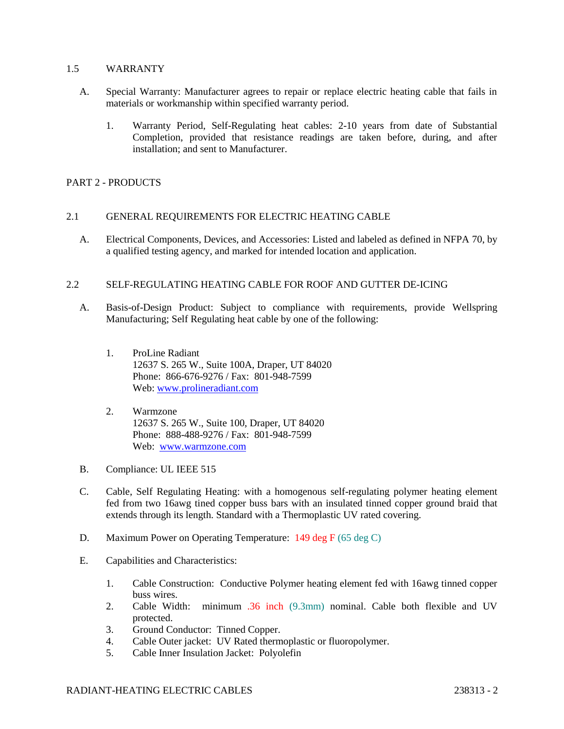## 1.5 WARRANTY

A. Special Warranty: Manufacturer agrees to repair or replace electric heating cable that fails in materials or workmanship within specified warranty period.

1. Warranty Period, Self-Regulating heat cables: 2-10 years from date of Substantial Completion, provided that resistance readings are taken before, during, and after installation; and sent to Manufacturer.

# PART 2 - PRODUCTS

## 2.1 GENERAL REQUIREMENTS FOR ELECTRIC HEATING CABLE

A. Electrical Components, Devices, and Accessories: Listed and labeled as defined in NFPA 70, by a qualified testing agency, and marked for intended location and application.

## 2.2 SELF-REGULATING HEATING CABLE FOR ROOF AND GUTTER DE-ICING

A. Basis-of-Design Product: Subject to compliance with requirements, provide Wellspring Manufacturing; Self Regulating heat cable by one of the following:

1. ProLine Radiant
   12637 S. 265 W., Suite 100A, Draper, UT 84020
   Phone: 866-676-9276 / Fax: 801-948-7599
   Web: www.prolineradiant.com

2. Warmzone
   12637 S. 265 W., Suite 100, Draper, UT 84020
   Phone: 888-488-9276 / Fax: 801-948-7599
   Web: www.warmzone.com

B. Compliance: UL IEEE 515

C. Cable, Self Regulating Heating: with a homogenous self-regulating polymer heating element fed from two 16awg tined copper buss bars with an insulated tinned copper ground braid that extends through its length. Standard with a Thermoplastic UV rated covering.

D. Maximum Power on Operating Temperature: 149 deg F (65 deg C)

E. Capabilities and Characteristics:

1. Cable Construction: Conductive Polymer heating element fed with 16awg tinned copper buss wires.
2. Cable Width: minimum .36 inch (9.3mm) nominal. Cable both flexible and UV protected.
3. Ground Conductor: Tinned Copper.
4. Cable Outer jacket: UV Rated thermoplastic or fluoropolymer.
5. Cable Inner Insulation Jacket: Polyolefin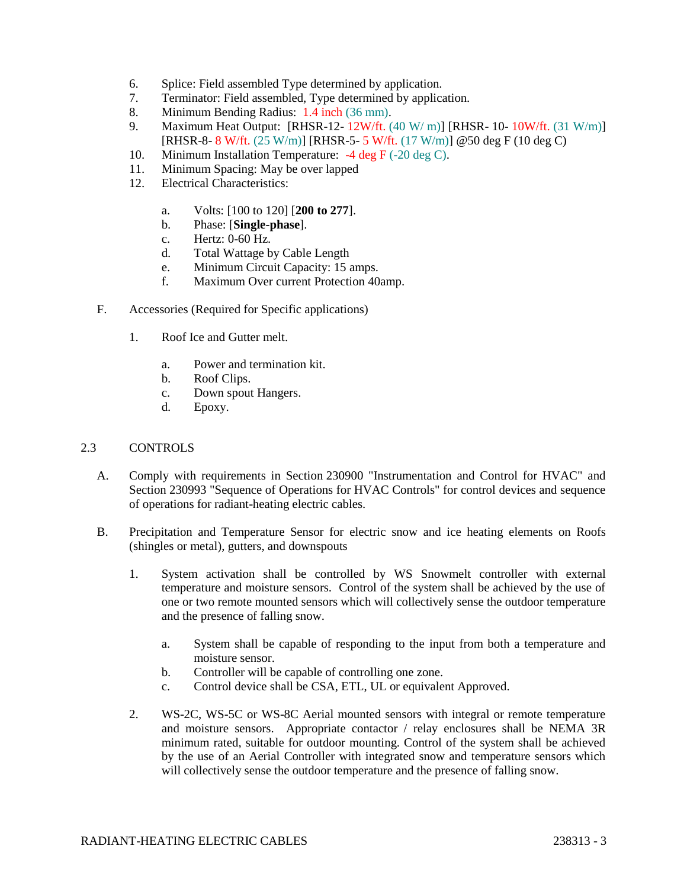6. Splice: Field assembled Type determined by application.
7. Terminator: Field assembled, Type determined by application.
8. Minimum Bending Radius: 1.4 inch (36 mm).
9. Maximum Heat Output: [RHSR-12- 12W/ft. (40 W/ m)] [RHSR- 10- 10W/ft. (31 W/m)] [RHSR-8- 8 W/ft. (25 W/m)] [RHSR-5- 5 W/ft. (17 W/m)] @50 deg F (10 deg C)
10. Minimum Installation Temperature: -4 deg F (-20 deg C).
11. Minimum Spacing: May be over lapped
12. Electrical Characteristics:

    a. Volts: [100 to 120] [**200 to 277**].
    b. Phase: [**Single-phase**].
    c. Hertz: 0-60 Hz.
    d. Total Wattage by Cable Length
    e. Minimum Circuit Capacity: 15 amps.
    f. Maximum Over current Protection 40amp.

F. Accessories (Required for Specific applications)

1. Roof Ice and Gutter melt.

    a. Power and termination kit.
    b. Roof Clips.
    c. Down spout Hangers.
    d. Epoxy.

## 2.3 CONTROLS

A. Comply with requirements in Section 230900 "Instrumentation and Control for HVAC" and Section 230993 "Sequence of Operations for HVAC Controls" for control devices and sequence of operations for radiant-heating electric cables.

B. Precipitation and Temperature Sensor for electric snow and ice heating elements on Roofs (shingles or metal), gutters, and downspouts

1. System activation shall be controlled by WS Snowmelt controller with external temperature and moisture sensors. Control of the system shall be achieved by the use of one or two remote mounted sensors which will collectively sense the outdoor temperature and the presence of falling snow.

    a. System shall be capable of responding to the input from both a temperature and moisture sensor.
    b. Controller will be capable of controlling one zone.
    c. Control device shall be CSA, ETL, UL or equivalent Approved.

2. WS-2C, WS-5C or WS-8C Aerial mounted sensors with integral or remote temperature and moisture sensors. Appropriate contactor / relay enclosures shall be NEMA 3R minimum rated, suitable for outdoor mounting. Control of the system shall be achieved by the use of an Aerial Controller with integrated snow and temperature sensors which will collectively sense the outdoor temperature and the presence of falling snow.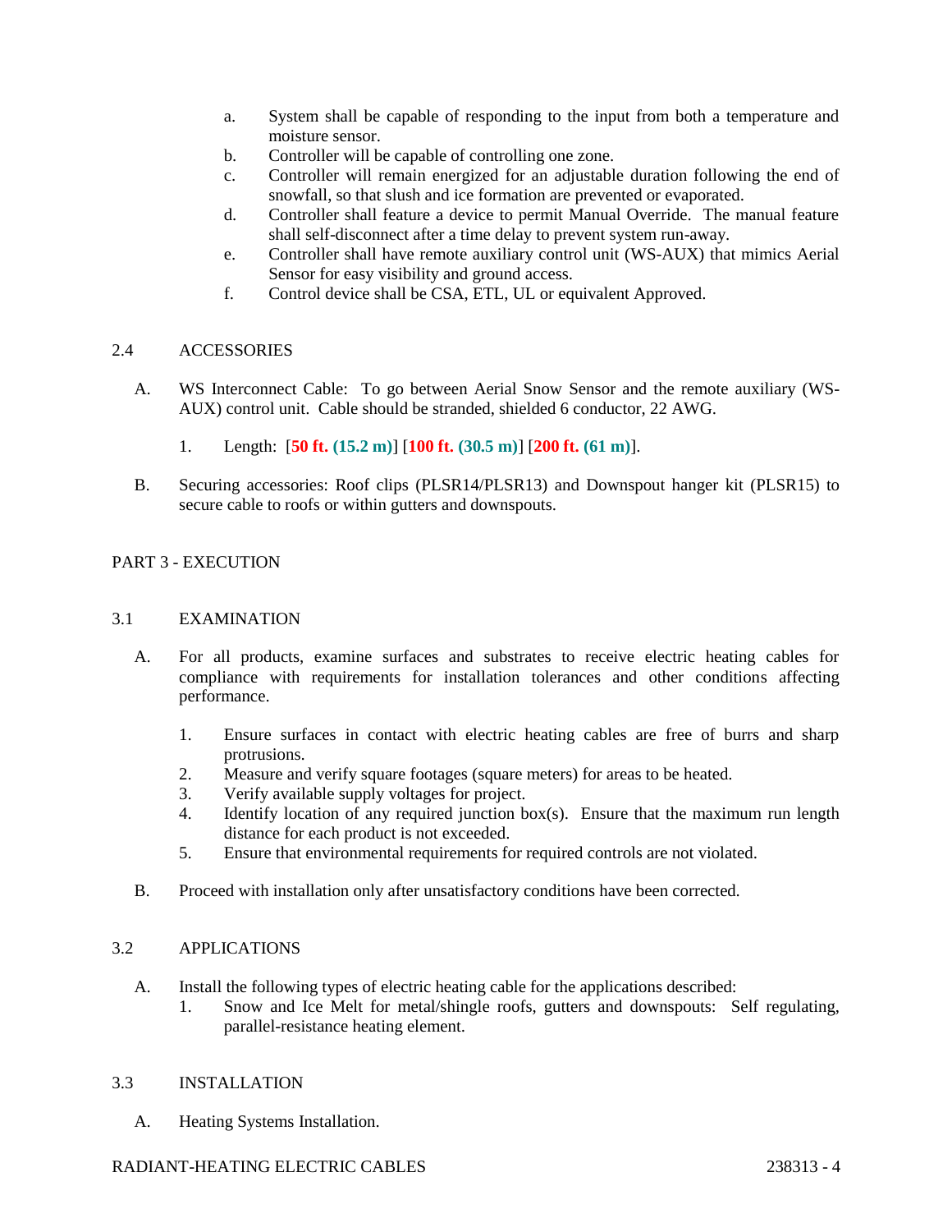a. System shall be capable of responding to the input from both a temperature and moisture sensor.

b. Controller will be capable of controlling one zone.

c. Controller will remain energized for an adjustable duration following the end of snowfall, so that slush and ice formation are prevented or evaporated.

d. Controller shall feature a device to permit Manual Override. The manual feature shall self-disconnect after a time delay to prevent system run-away.

e. Controller shall have remote auxiliary control unit (WS-AUX) that mimics Aerial Sensor for easy visibility and ground access.

f. Control device shall be CSA, ETL, UL or equivalent Approved.

## 2.4 ACCESSORIES

A. WS Interconnect Cable: To go between Aerial Snow Sensor and the remote auxiliary (WS-AUX) control unit. Cable should be stranded, shielded 6 conductor, 22 AWG.

1. Length: [**50 ft. (15.2 m)**] [**100 ft. (30.5 m)**] [**200 ft. (61 m)**].

B. Securing accessories: Roof clips (PLSR14/PLSR13) and Downspout hanger kit (PLSR15) to secure cable to roofs or within gutters and downspouts.

# PART 3 - EXECUTION

## 3.1 EXAMINATION

A. For all products, examine surfaces and substrates to receive electric heating cables for compliance with requirements for installation tolerances and other conditions affecting performance.

1. Ensure surfaces in contact with electric heating cables are free of burrs and sharp protrusions.
2. Measure and verify square footages (square meters) for areas to be heated.
3. Verify available supply voltages for project.
4. Identify location of any required junction box(s). Ensure that the maximum run length distance for each product is not exceeded.
5. Ensure that environmental requirements for required controls are not violated.

B. Proceed with installation only after unsatisfactory conditions have been corrected.

## 3.2 APPLICATIONS

A. Install the following types of electric heating cable for the applications described:

1. Snow and Ice Melt for metal/shingle roofs, gutters and downspouts: Self regulating, parallel-resistance heating element.

## 3.3 INSTALLATION

A. Heating Systems Installation.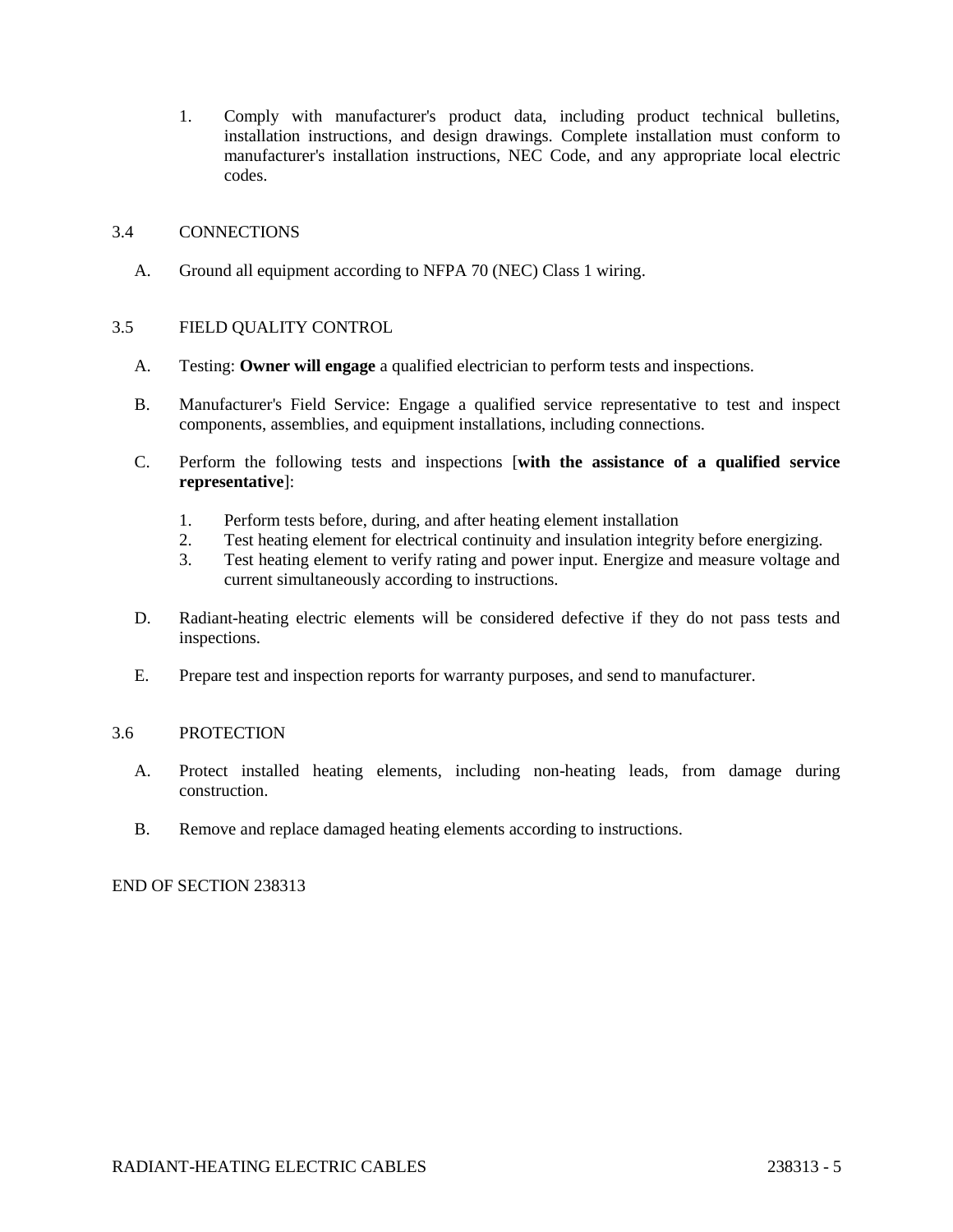1. Comply with manufacturer's product data, including product technical bulletins, installation instructions, and design drawings. Complete installation must conform to manufacturer's installation instructions, NEC Code, and any appropriate local electric codes.

## 3.4 CONNECTIONS

A. Ground all equipment according to NFPA 70 (NEC) Class 1 wiring.

## 3.5 FIELD QUALITY CONTROL

A. Testing: **Owner will engage** a qualified electrician to perform tests and inspections.

B. Manufacturer's Field Service: Engage a qualified service representative to test and inspect components, assemblies, and equipment installations, including connections.

C. Perform the following tests and inspections [**with the assistance of a qualified service representative**]:

1. Perform tests before, during, and after heating element installation
2. Test heating element for electrical continuity and insulation integrity before energizing.
3. Test heating element to verify rating and power input. Energize and measure voltage and current simultaneously according to instructions.

D. Radiant-heating electric elements will be considered defective if they do not pass tests and inspections.

E. Prepare test and inspection reports for warranty purposes, and send to manufacturer.

## 3.6 PROTECTION

A. Protect installed heating elements, including non-heating leads, from damage during construction.

B. Remove and replace damaged heating elements according to instructions.

END OF SECTION 238313